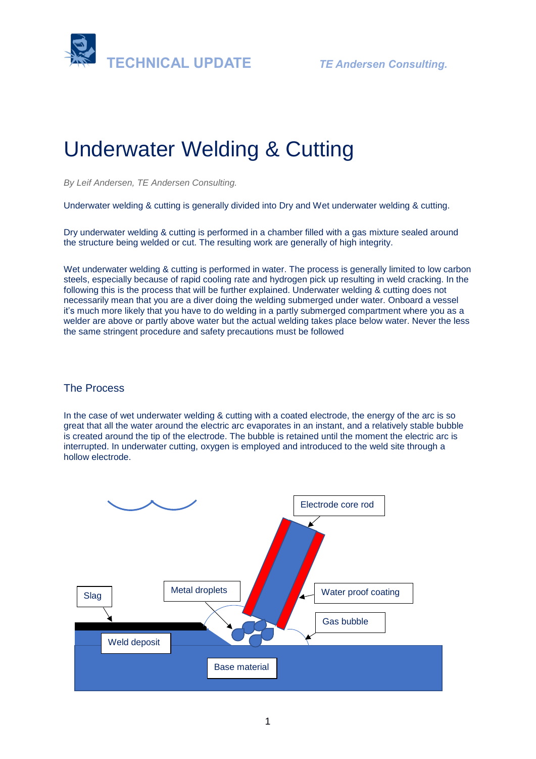# Underwater Welding & Cutting

*By Leif Andersen, TE Andersen Consulting.*

Underwater welding & cutting is generally divided into Dry and Wet underwater welding & cutting.

Dry underwater welding & cutting is performed in a chamber filled with a gas mixture sealed around the structure being welded or cut. The resulting work are generally of high integrity.

Wet underwater welding & cutting is performed in water. The process is generally limited to low carbon steels, especially because of rapid cooling rate and hydrogen pick up resulting in weld cracking. In the following this is the process that will be further explained. Underwater welding & cutting does not necessarily mean that you are a diver doing the welding submerged under water. Onboard a vessel it's much more likely that you have to do welding in a partly submerged compartment where you as a welder are above or partly above water but the actual welding takes place below water. Never the less the same stringent procedure and safety precautions must be followed

## The Process

In the case of wet underwater welding & cutting with a coated electrode, the energy of the arc is so great that all the water around the electric arc evaporates in an instant, and a relatively stable bubble is created around the tip of the electrode. The bubble is retained until the moment the electric arc is interrupted. In underwater cutting, oxygen is employed and introduced to the weld site through a hollow electrode.

Electrode core rod

Slag

Metal droplets

Water proof coating

Gas bubble

Weld deposit

Base material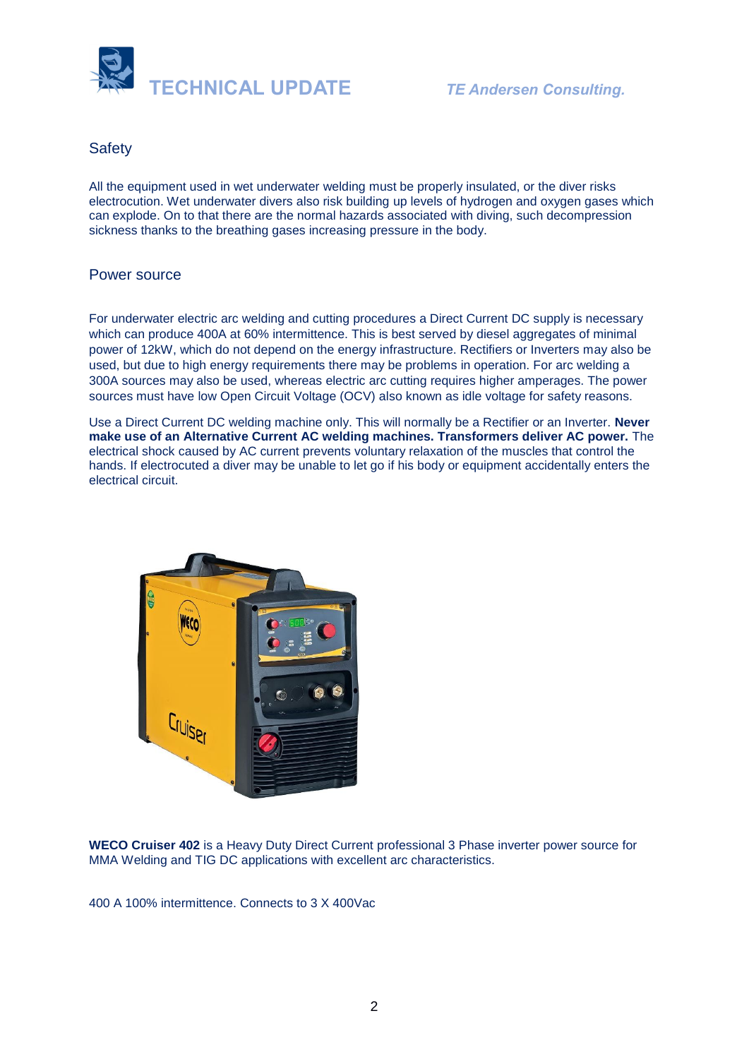## Safety

All the equipment used in wet underwater welding must be properly insulated, or the diver risks electrocution. Wet underwater divers also risk building up levels of hydrogen and oxygen gases which can explode. On to that there are the normal hazards associated with diving, such decompression sickness thanks to the breathing gases increasing pressure in the body.

## Power source

For underwater electric arc welding and cutting procedures a Direct Current DC supply is necessary which can produce 400A at 60% intermittence. This is best served by diesel aggregates of minimal power of 12kW, which do not depend on the energy infrastructure. Rectifiers or Inverters may also be used, but due to high energy requirements there may be problems in operation. For arc welding a 300A sources may also be used, whereas electric arc cutting requires higher amperages. The power sources must have low Open Circuit Voltage (OCV) also known as idle voltage for safety reasons.

Use a Direct Current DC welding machine only. This will normally be a Rectifier or an Inverter. **Never make use of an Alternative Current AC welding machines. Transformers deliver AC power.** The electrical shock caused by AC current prevents voluntary relaxation of the muscles that control the hands. If electrocuted a diver may be unable to let go if his body or equipment accidentally enters the electrical circuit.

**WECO Cruiser 402** is a Heavy Duty Direct Current professional 3 Phase inverter power source for MMA Welding and TIG DC applications with excellent arc characteristics.

400 A 100% intermittence. Connects to 3 X 400Vac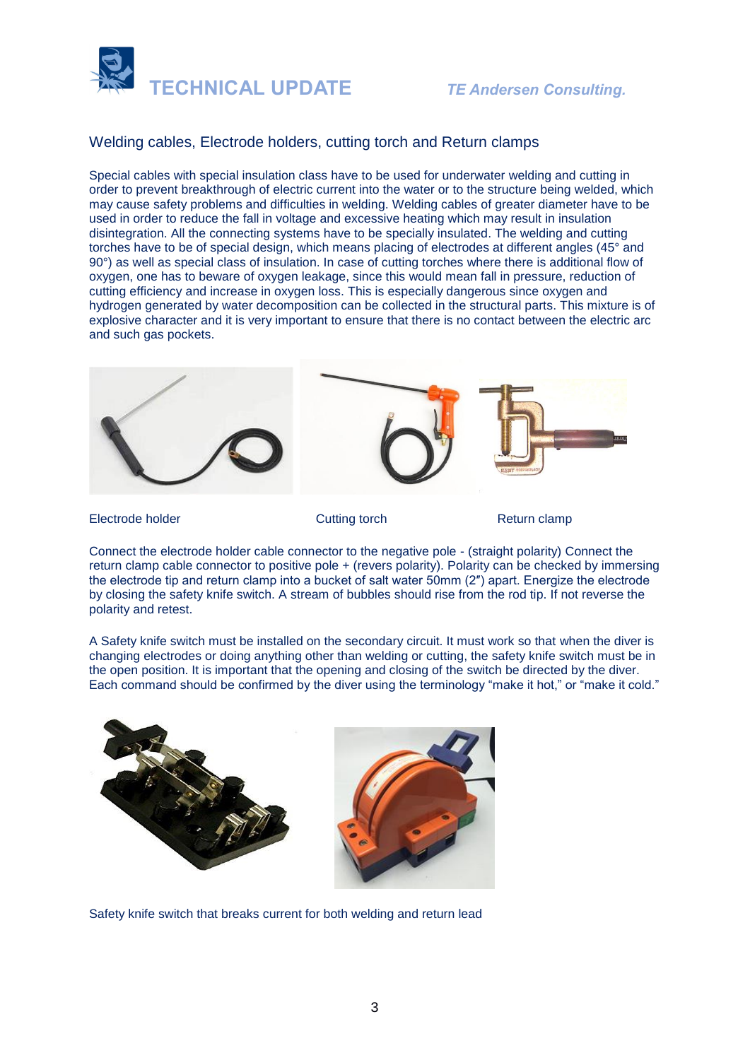## Welding cables, Electrode holders, cutting torch and Return clamps

Special cables with special insulation class have to be used for underwater welding and cutting in order to prevent breakthrough of electric current into the water or to the structure being welded, which may cause safety problems and difficulties in welding. Welding cables of greater diameter have to be used in order to reduce the fall in voltage and excessive heating which may result in insulation disintegration. All the connecting systems have to be specially insulated. The welding and cutting torches have to be of special design, which means placing of electrodes at different angles (45° and 90°) as well as special class of insulation. In case of cutting torches where there is additional flow of oxygen, one has to beware of oxygen leakage, since this would mean fall in pressure, reduction of cutting efficiency and increase in oxygen loss. This is especially dangerous since oxygen and hydrogen generated by water decomposition can be collected in the structural parts. This mixture is of explosive character and it is very important to ensure that there is no contact between the electric arc and such gas pockets.

Electrode holder

Cutting torch

Return clamp

Connect the electrode holder cable connector to the negative pole - (straight polarity) Connect the return clamp cable connector to positive pole + (revers polarity). Polarity can be checked by immersing the electrode tip and return clamp into a bucket of salt water 50mm (2″) apart. Energize the electrode by closing the safety knife switch. A stream of bubbles should rise from the rod tip. If not reverse the polarity and retest.

A Safety knife switch must be installed on the secondary circuit. It must work so that when the diver is changing electrodes or doing anything other than welding or cutting, the safety knife switch must be in the open position. It is important that the opening and closing of the switch be directed by the diver. Each command should be confirmed by the diver using the terminology “make it hot,” or “make it cold.”

Safety knife switch that breaks current for both welding and return lead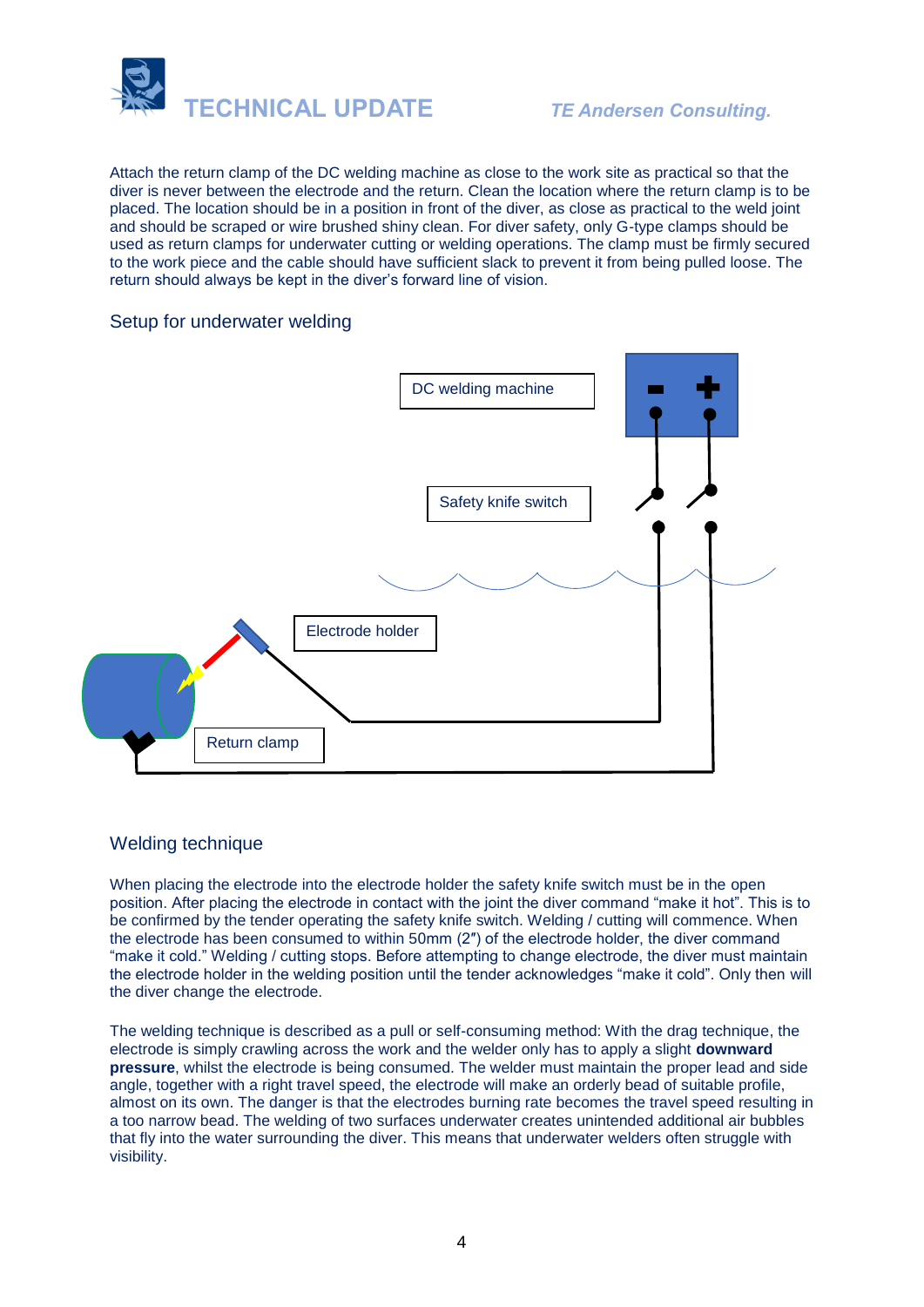Attach the return clamp of the DC welding machine as close to the work site as practical so that the diver is never between the electrode and the return. Clean the location where the return clamp is to be placed. The location should be in a position in front of the diver, as close as practical to the weld joint and should be scraped or wire brushed shiny clean. For diver safety, only G-type clamps should be used as return clamps for underwater cutting or welding operations. The clamp must be firmly secured to the work piece and the cable should have sufficient slack to prevent it from being pulled loose. The return should always be kept in the diver's forward line of vision.

## Setup for underwater welding

DC welding machine

Safety knife switch

Electrode holder

Return clamp

## Welding technique

When placing the electrode into the electrode holder the safety knife switch must be in the open position. After placing the electrode in contact with the joint the diver command "make it hot". This is to be confirmed by the tender operating the safety knife switch. Welding / cutting will commence. When the electrode has been consumed to within 50mm (2″) of the electrode holder, the diver command "make it cold." Welding / cutting stops. Before attempting to change electrode, the diver must maintain the electrode holder in the welding position until the tender acknowledges "make it cold". Only then will the diver change the electrode.

The welding technique is described as a pull or self-consuming method: With the drag technique, the electrode is simply crawling across the work and the welder only has to apply a slight **downward pressure**, whilst the electrode is being consumed. The welder must maintain the proper lead and side angle, together with a right travel speed, the electrode will make an orderly bead of suitable profile, almost on its own. The danger is that the electrodes burning rate becomes the travel speed resulting in a too narrow bead. The welding of two surfaces underwater creates unintended additional air bubbles that fly into the water surrounding the diver. This means that underwater welders often struggle with visibility.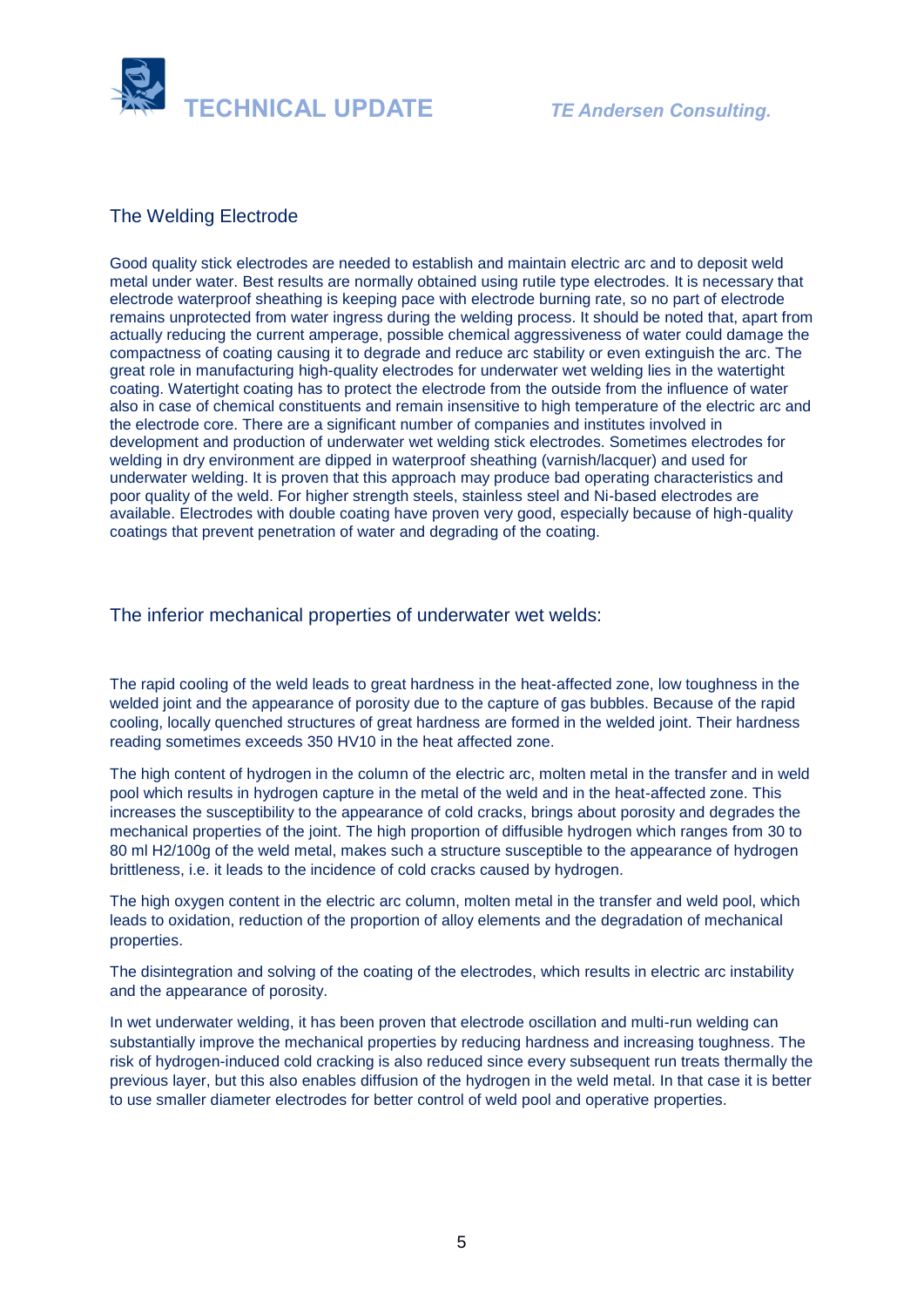## The Welding Electrode

Good quality stick electrodes are needed to establish and maintain electric arc and to deposit weld metal under water. Best results are normally obtained using rutile type electrodes. It is necessary that electrode waterproof sheathing is keeping pace with electrode burning rate, so no part of electrode remains unprotected from water ingress during the welding process. It should be noted that, apart from actually reducing the current amperage, possible chemical aggressiveness of water could damage the compactness of coating causing it to degrade and reduce arc stability or even extinguish the arc. The great role in manufacturing high-quality electrodes for underwater wet welding lies in the watertight coating. Watertight coating has to protect the electrode from the outside from the influence of water also in case of chemical constituents and remain insensitive to high temperature of the electric arc and the electrode core. There are a significant number of companies and institutes involved in development and production of underwater wet welding stick electrodes. Sometimes electrodes for welding in dry environment are dipped in waterproof sheathing (varnish/lacquer) and used for underwater welding. It is proven that this approach may produce bad operating characteristics and poor quality of the weld. For higher strength steels, stainless steel and Ni-based electrodes are available. Electrodes with double coating have proven very good, especially because of high-quality coatings that prevent penetration of water and degrading of the coating.

## The inferior mechanical properties of underwater wet welds:

The rapid cooling of the weld leads to great hardness in the heat-affected zone, low toughness in the welded joint and the appearance of porosity due to the capture of gas bubbles. Because of the rapid cooling, locally quenched structures of great hardness are formed in the welded joint. Their hardness reading sometimes exceeds 350 HV10 in the heat affected zone.

The high content of hydrogen in the column of the electric arc, molten metal in the transfer and in weld pool which results in hydrogen capture in the metal of the weld and in the heat-affected zone. This increases the susceptibility to the appearance of cold cracks, brings about porosity and degrades the mechanical properties of the joint. The high proportion of diffusible hydrogen which ranges from 30 to 80 ml $H_2$/100g of the weld metal, makes such a structure susceptible to the appearance of hydrogen brittleness, i.e. it leads to the incidence of cold cracks caused by hydrogen.

The high oxygen content in the electric arc column, molten metal in the transfer and weld pool, which leads to oxidation, reduction of the proportion of alloy elements and the degradation of mechanical properties.

The disintegration and solving of the coating of the electrodes, which results in electric arc instability and the appearance of porosity.

In wet underwater welding, it has been proven that electrode oscillation and multi-run welding can substantially improve the mechanical properties by reducing hardness and increasing toughness. The risk of hydrogen-induced cold cracking is also reduced since every subsequent run treats thermally the previous layer, but this also enables diffusion of the hydrogen in the weld metal. In that case it is better to use smaller diameter electrodes for better control of weld pool and operative properties.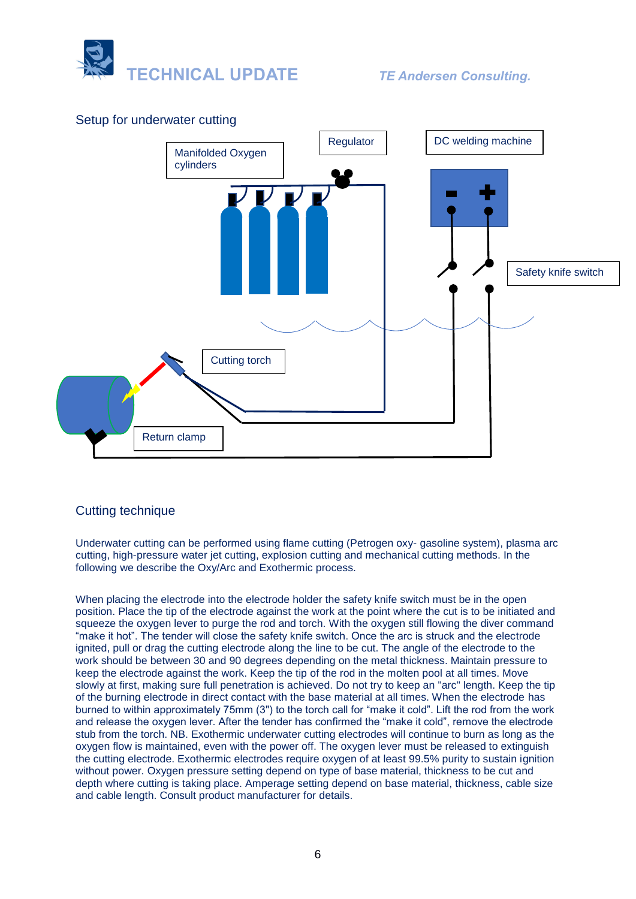## Setup for underwater cutting

Manifolded Oxygen cylinders

Regulator

DC welding machine

Safety knife switch

Cutting torch

Return clamp

## Cutting technique

Underwater cutting can be performed using flame cutting (Petrogen oxy- gasoline system), plasma arc cutting, high-pressure water jet cutting, explosion cutting and mechanical cutting methods. In the following we describe the Oxy/Arc and Exothermic process.

When placing the electrode into the electrode holder the safety knife switch must be in the open position. Place the tip of the electrode against the work at the point where the cut is to be initiated and squeeze the oxygen lever to purge the rod and torch. With the oxygen still flowing the diver command “make it hot”. The tender will close the safety knife switch. Once the arc is struck and the electrode ignited, pull or drag the cutting electrode along the line to be cut. The angle of the electrode to the work should be between 30 and 90 degrees depending on the metal thickness. Maintain pressure to keep the electrode against the work. Keep the tip of the rod in the molten pool at all times. Move slowly at first, making sure full penetration is achieved. Do not try to keep an "arc" length. Keep the tip of the burning electrode in direct contact with the base material at all times. When the electrode has burned to within approximately 75mm (3") to the torch call for “make it cold”. Lift the rod from the work and release the oxygen lever. After the tender has confirmed the “make it cold”, remove the electrode stub from the torch. NB. Exothermic underwater cutting electrodes will continue to burn as long as the oxygen flow is maintained, even with the power off. The oxygen lever must be released to extinguish the cutting electrode. Exothermic electrodes require oxygen of at least 99.5% purity to sustain ignition without power. Oxygen pressure setting depend on type of base material, thickness to be cut and depth where cutting is taking place. Amperage setting depend on base material, thickness, cable size and cable length. Consult product manufacturer for details.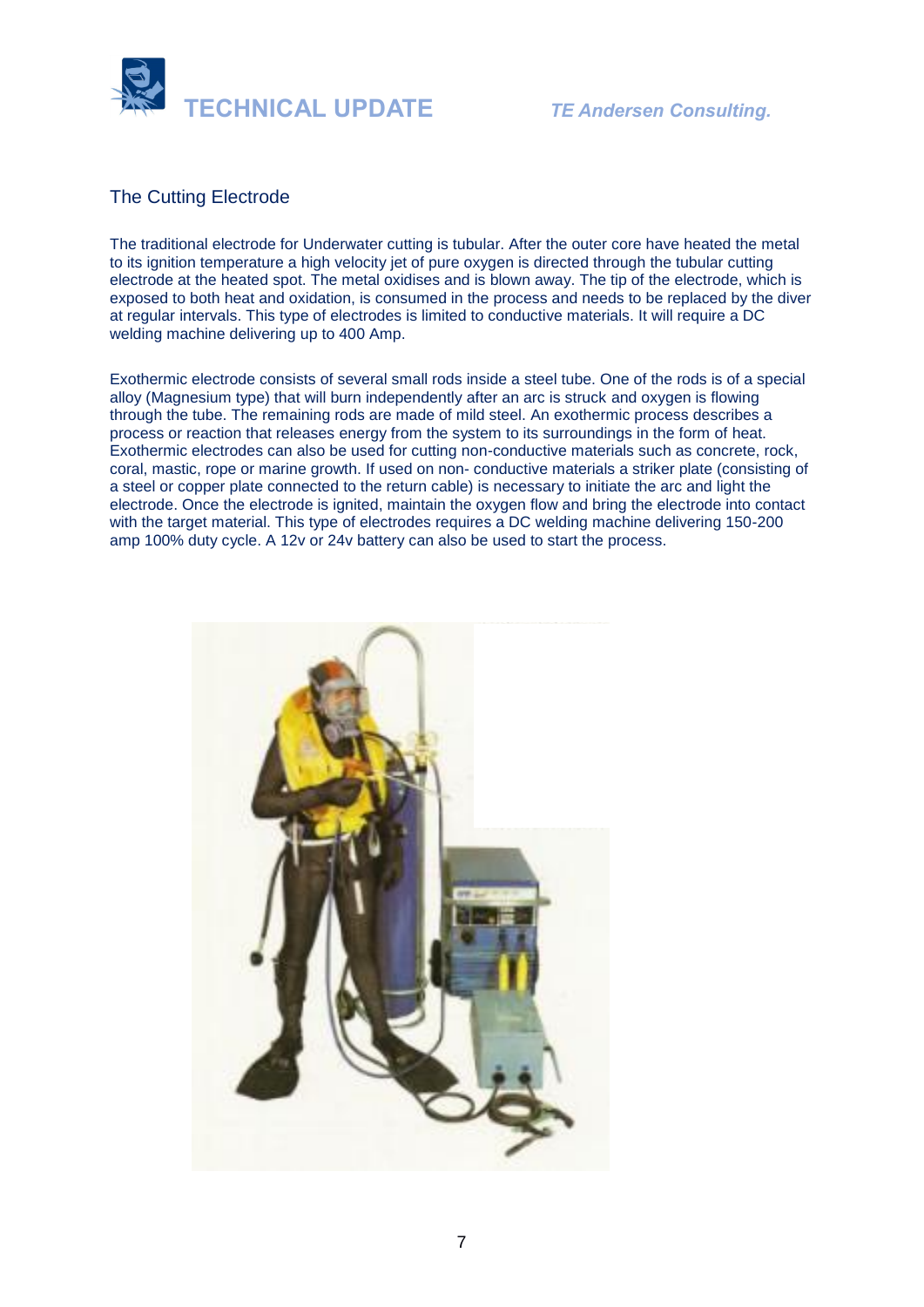## The Cutting Electrode

The traditional electrode for Underwater cutting is tubular. After the outer core have heated the metal to its ignition temperature a high velocity jet of pure oxygen is directed through the tubular cutting electrode at the heated spot. The metal oxidises and is blown away. The tip of the electrode, which is exposed to both heat and oxidation, is consumed in the process and needs to be replaced by the diver at regular intervals. This type of electrodes is limited to conductive materials. It will require a DC welding machine delivering up to 400 Amp.

Exothermic electrode consists of several small rods inside a steel tube. One of the rods is of a special alloy (Magnesium type) that will burn independently after an arc is struck and oxygen is flowing through the tube. The remaining rods are made of mild steel. An exothermic process describes a process or reaction that releases energy from the system to its surroundings in the form of heat. Exothermic electrodes can also be used for cutting non-conductive materials such as concrete, rock, coral, mastic, rope or marine growth. If used on non- conductive materials a striker plate (consisting of a steel or copper plate connected to the return cable) is necessary to initiate the arc and light the electrode. Once the electrode is ignited, maintain the oxygen flow and bring the electrode into contact with the target material. This type of electrodes requires a DC welding machine delivering 150-200 amp 100% duty cycle. A 12v or 24v battery can also be used to start the process.